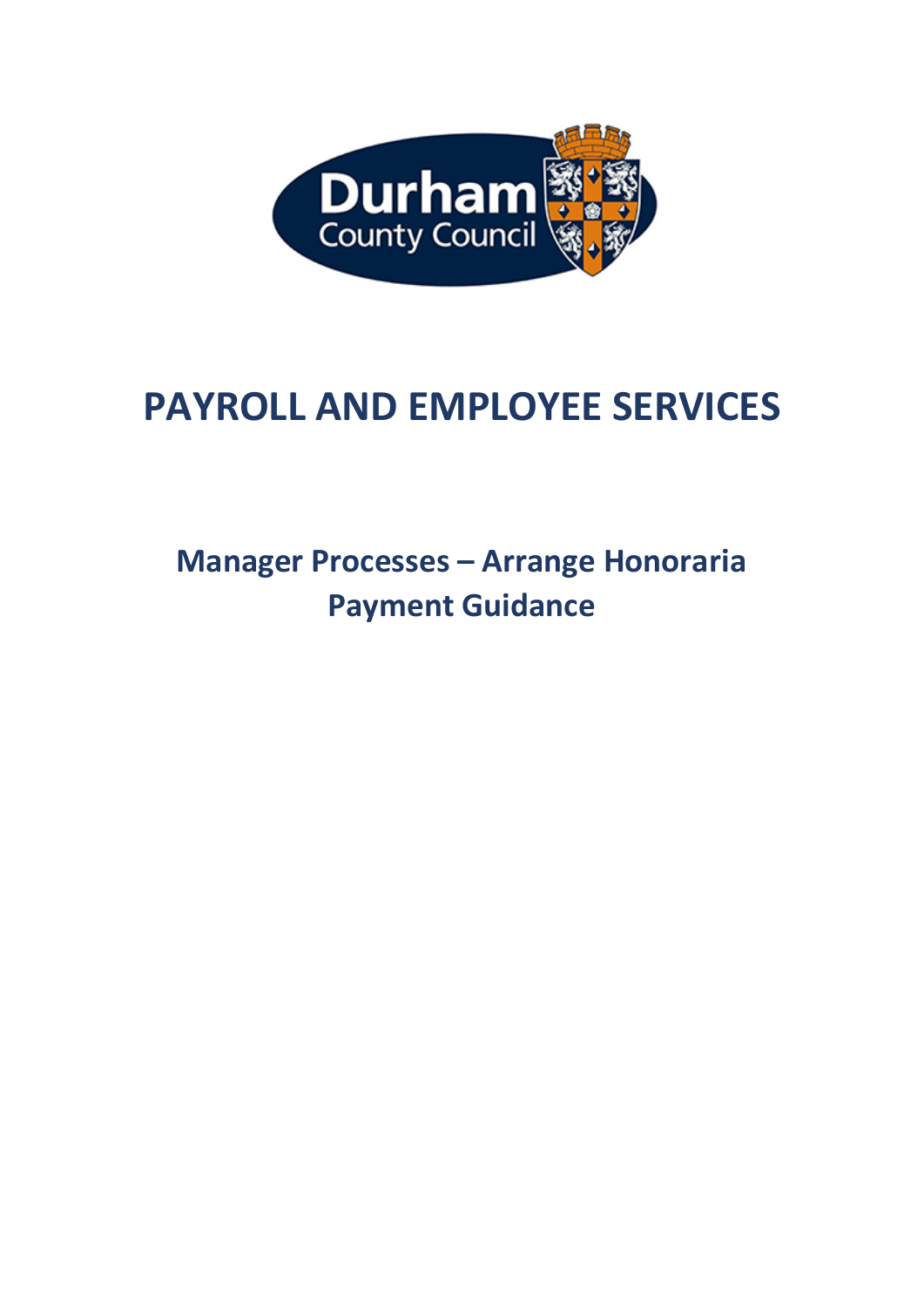# PAYROLL AND EMPLOYEE SERVICES

## Manager Processes – Arrange Honoraria Payment Guidance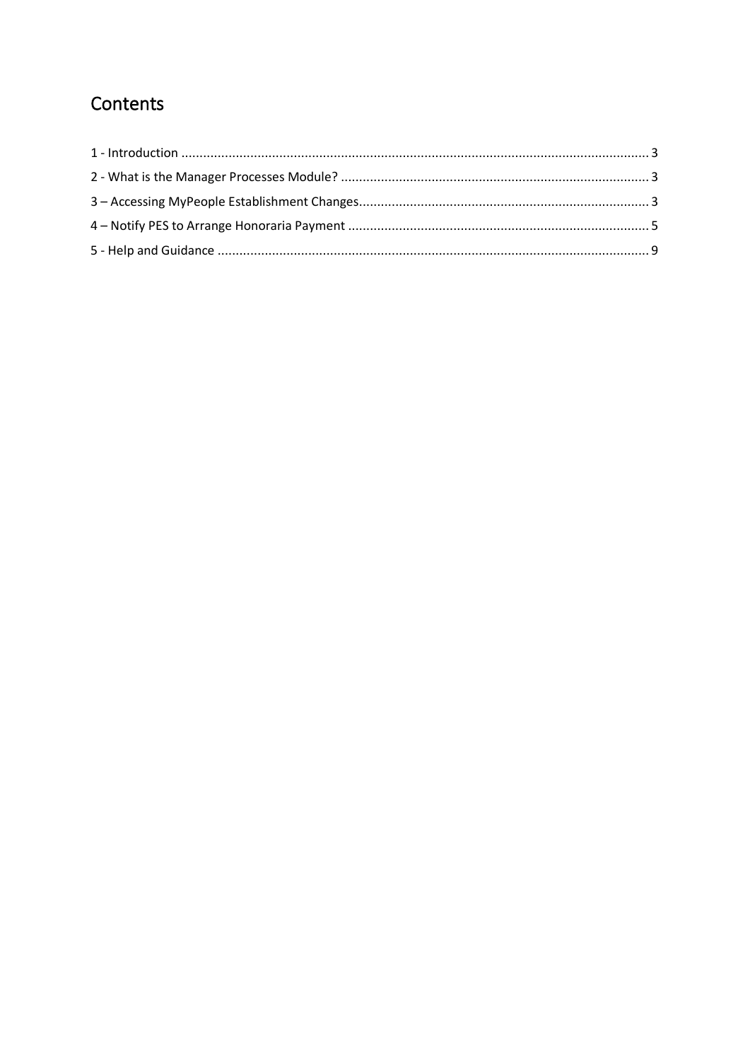## Contents

1 - Introduction ........................................................................................................................ 3

2 - What is the Manager Processes Module? ............................................................................ 3

3 – Accessing MyPeople Establishment Changes....................................................................... 3

4 – Notify PES to Arrange Honoraria Payment ......................................................................... 5

5 - Help and Guidance .............................................................................................................. 9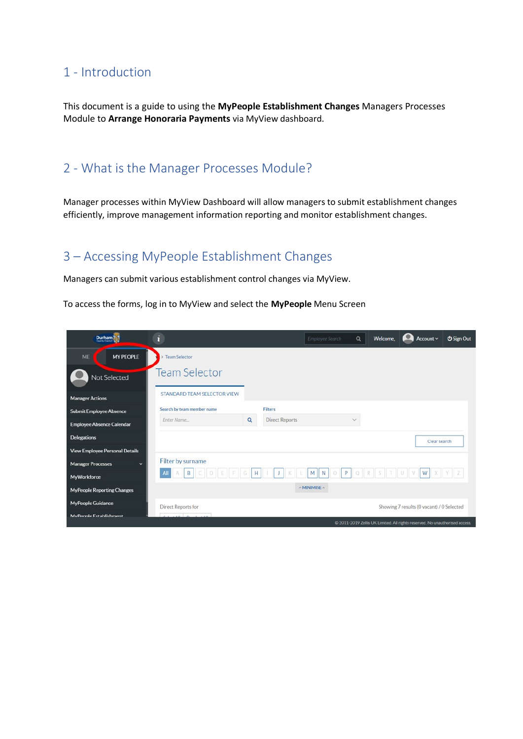# 1 - Introduction

This document is a guide to using the **MyPeople Establishment Changes** Managers Processes Module to **Arrange Honoraria Payments** via MyView dashboard.

# 2 - What is the Manager Processes Module?

Manager processes within MyView Dashboard will allow managers to submit establishment changes efficiently, improve management information reporting and monitor establishment changes.

# 3 – Accessing MyPeople Establishment Changes

Managers can submit various establishment control changes via MyView.

To access the forms, log in to MyView and select the **MyPeople** Menu Screen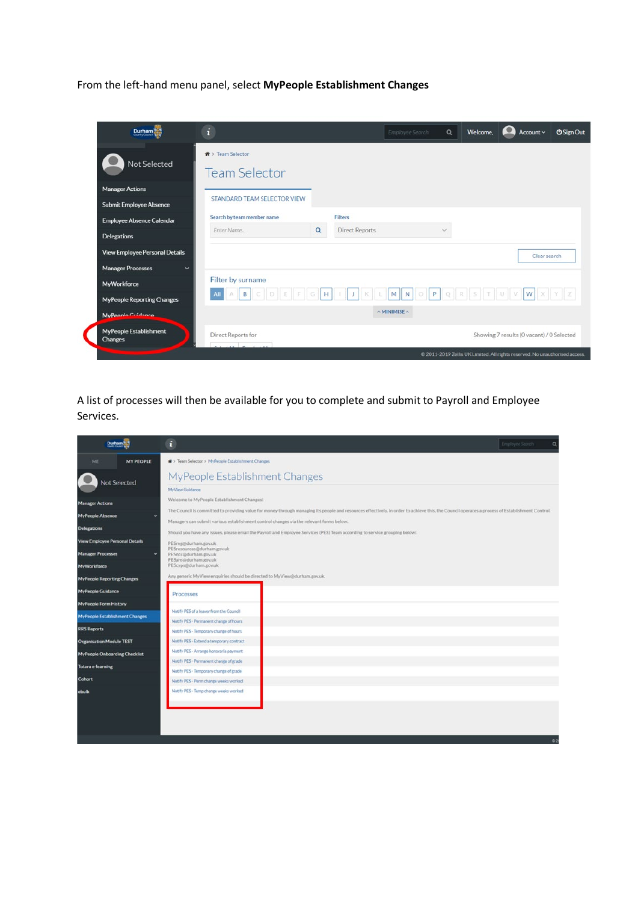From the left-hand menu panel, select **MyPeople Establishment Changes**

A list of processes will then be available for you to complete and submit to Payroll and Employee Services.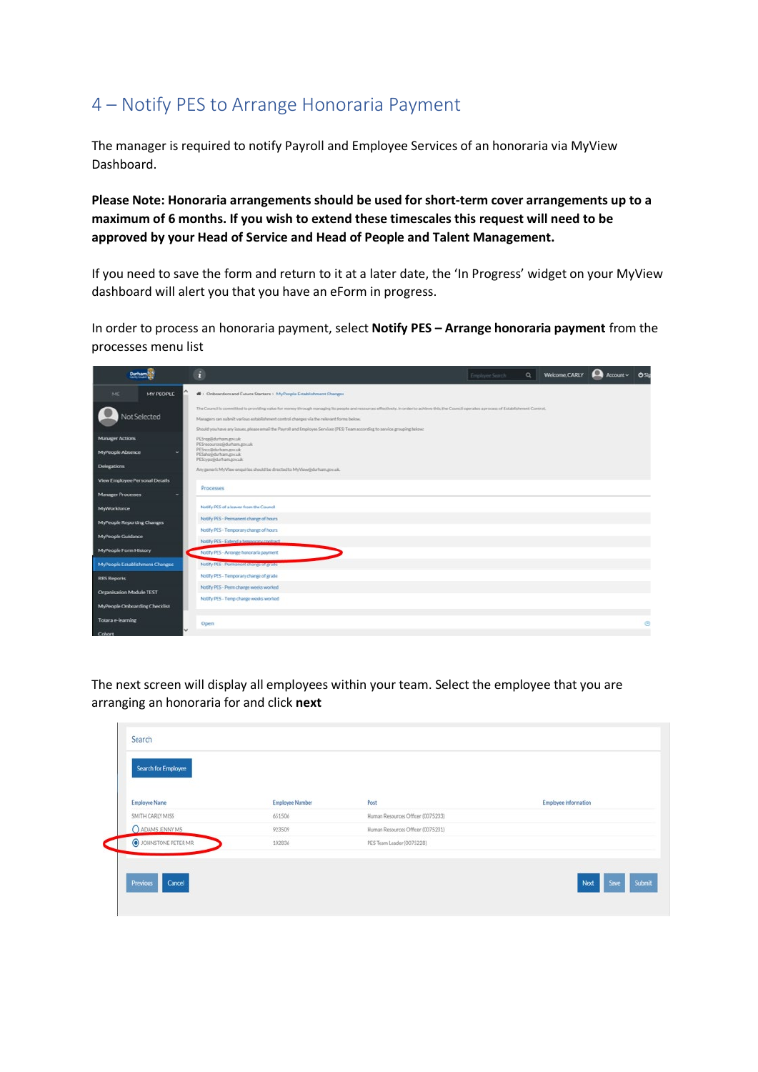## 4 – Notify PES to Arrange Honoraria Payment

The manager is required to notify Payroll and Employee Services of an honoraria via MyView Dashboard.

**Please Note: Honoraria arrangements should be used for short-term cover arrangements up to a maximum of 6 months. If you wish to extend these timescales this request will need to be approved by your Head of Service and Head of People and Talent Management.**

If you need to save the form and return to it at a later date, the 'In Progress' widget on your MyView dashboard will alert you that you have an eForm in progress.

In order to process an honoraria payment, select **Notify PES – Arrange honoraria payment** from the processes menu list

The next screen will display all employees within your team. Select the employee that you are arranging an honoraria for and click **next**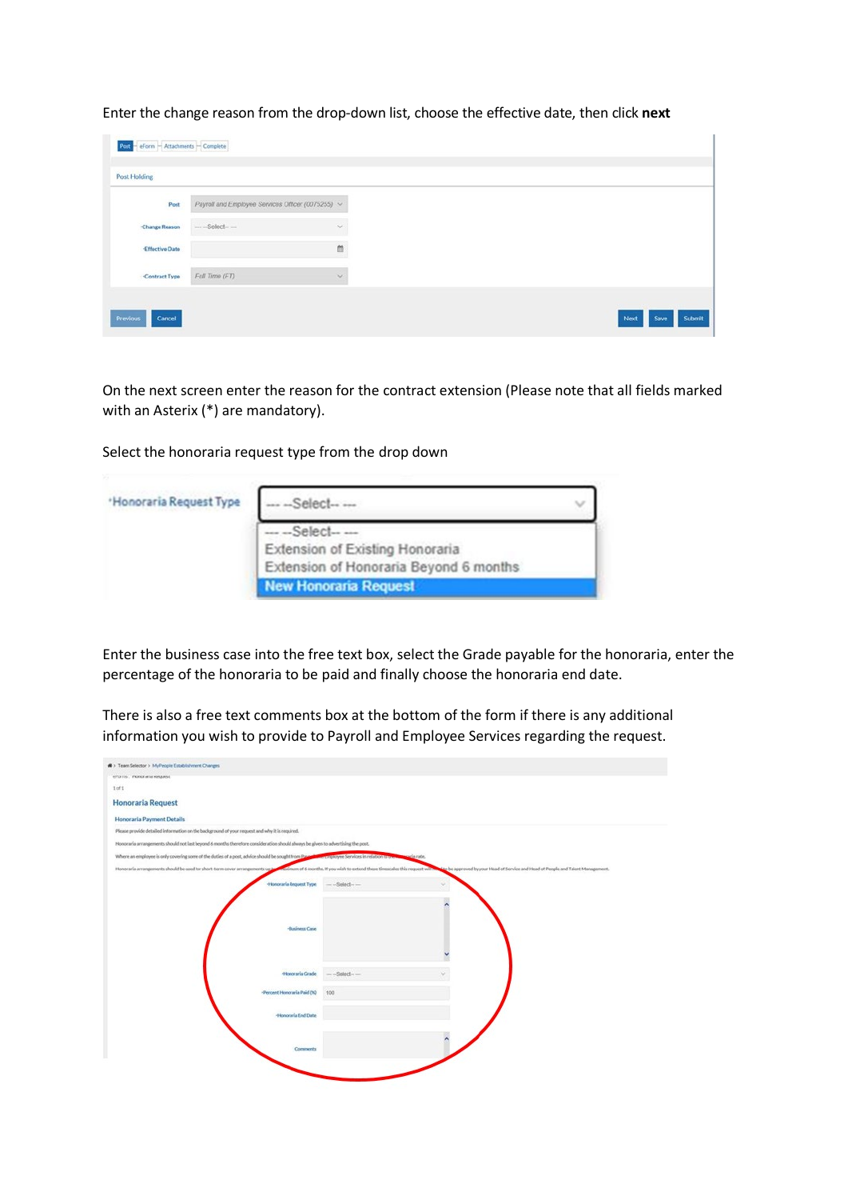Enter the change reason from the drop-down list, choose the effective date, then click **next**

On the next screen enter the reason for the contract extension (Please note that all fields marked with an Asterix (*) are mandatory).

Select the honoraria request type from the drop down

Enter the business case into the free text box, select the Grade payable for the honoraria, enter the percentage of the honoraria to be paid and finally choose the honoraria end date.

There is also a free text comments box at the bottom of the form if there is any additional information you wish to provide to Payroll and Employee Services regarding the request.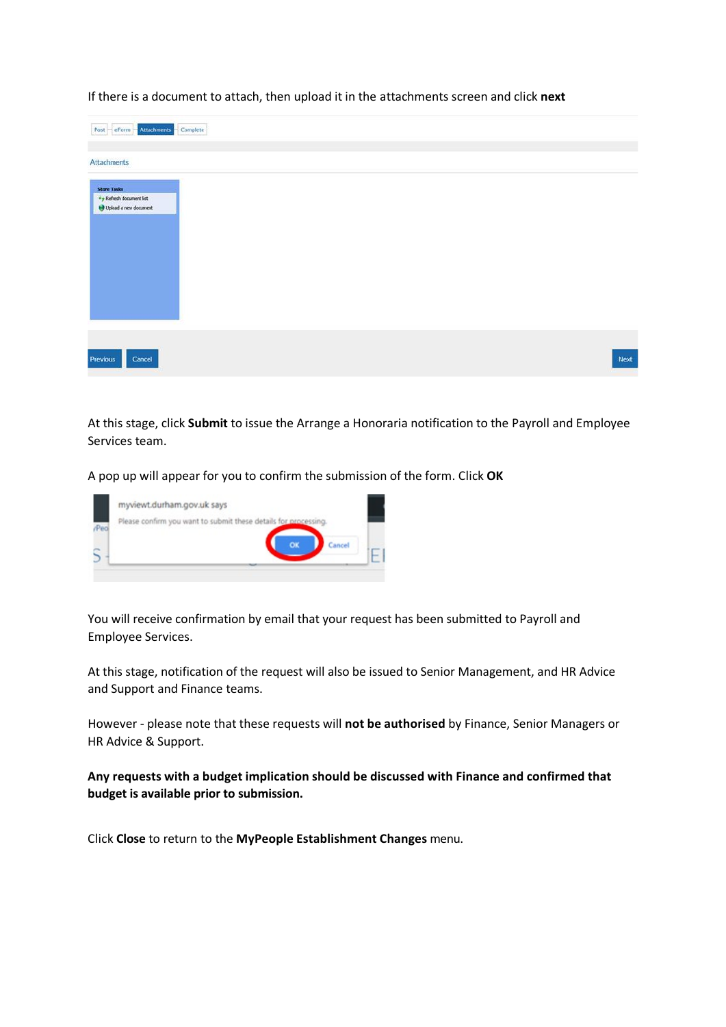If there is a document to attach, then upload it in the attachments screen and click **next**

At this stage, click **Submit** to issue the Arrange a Honoraria notification to the Payroll and Employee Services team.

A pop up will appear for you to confirm the submission of the form. Click **OK**

You will receive confirmation by email that your request has been submitted to Payroll and Employee Services.

At this stage, notification of the request will also be issued to Senior Management, and HR Advice and Support and Finance teams.

However - please note that these requests will **not be authorised** by Finance, Senior Managers or HR Advice & Support.

**Any requests with a budget implication should be discussed with Finance and confirmed that budget is available prior to submission.**

Click **Close** to return to the **MyPeople Establishment Changes** menu.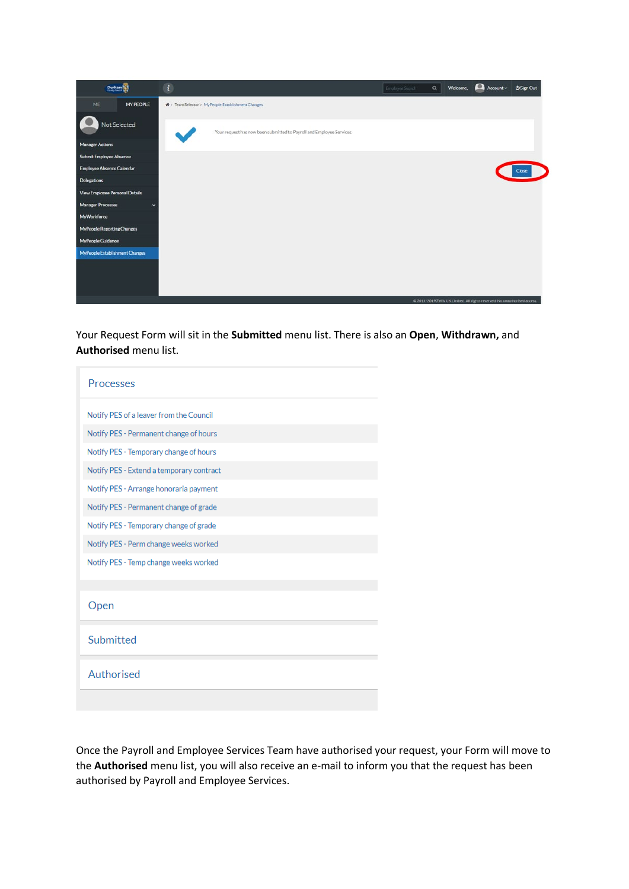Your Request Form will sit in the **Submitted** menu list. There is also an **Open**, **Withdrawn,** and **Authorised** menu list.

Processes

- Notify PES of a leaver from the Council
- Notify PES - Permanent change of hours
- Notify PES - Temporary change of hours
- Notify PES - Extend a temporary contract
- Notify PES - Arrange honoraria payment
- Notify PES - Permanent change of grade
- Notify PES - Temporary change of grade
- Notify PES - Perm change weeks worked
- Notify PES - Temp change weeks worked

Open

Submitted

Authorised

Once the Payroll and Employee Services Team have authorised your request, your Form will move to the **Authorised** menu list, you will also receive an e-mail to inform you that the request has been authorised by Payroll and Employee Services.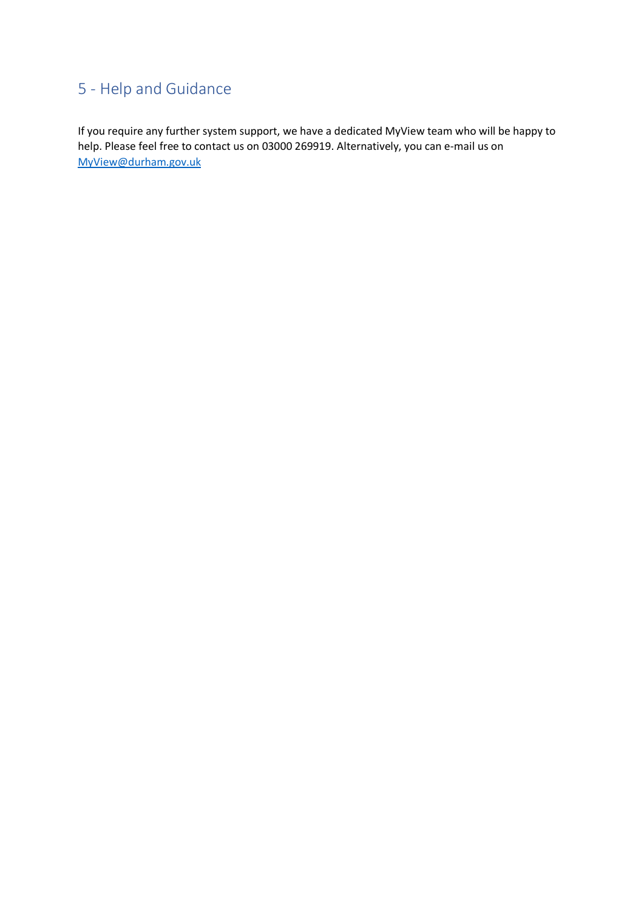## 5 - Help and Guidance

If you require any further system support, we have a dedicated MyView team who will be happy to help. Please feel free to contact us on 03000 269919. Alternatively, you can e-mail us on [MyView@durham.gov.uk](mailto:MyView@durham.gov.uk)